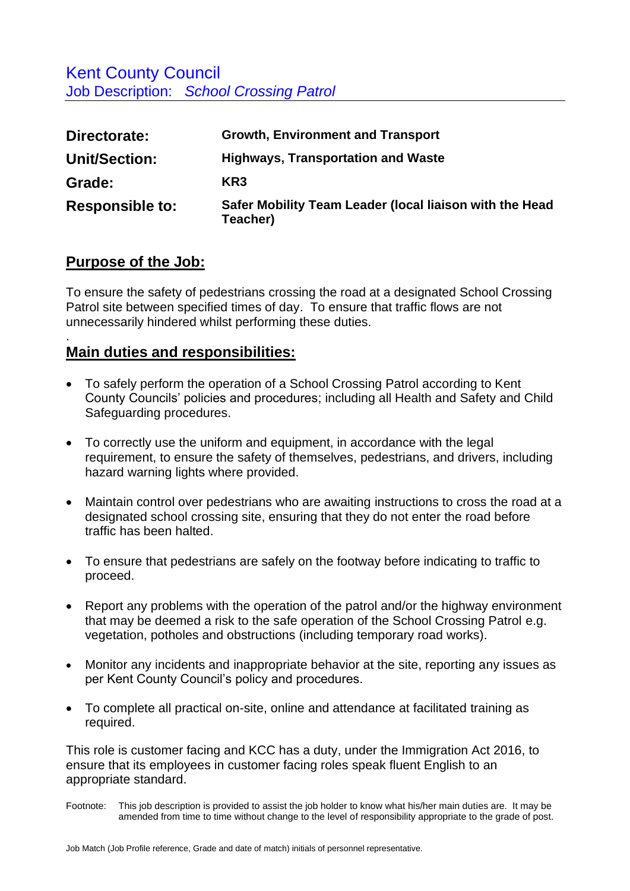# Kent County Council

## Job Description: *School Crossing Patrol*

| | |
|---|---|
| **Directorate:** | **Growth, Environment and Transport** |
| **Unit/Section:** | **Highways, Transportation and Waste** |
| **Grade:** | **KR3** |
| **Responsible to:** | **Safer Mobility Team Leader (local liaison with the Head Teacher)** |

## Purpose of the Job:

To ensure the safety of pedestrians crossing the road at a designated School Crossing Patrol site between specified times of day. To ensure that traffic flows are not unnecessarily hindered whilst performing these duties.

.

## Main duties and responsibilities:

- To safely perform the operation of a School Crossing Patrol according to Kent County Councils' policies and procedures; including all Health and Safety and Child Safeguarding procedures.
- To correctly use the uniform and equipment, in accordance with the legal requirement, to ensure the safety of themselves, pedestrians, and drivers, including hazard warning lights where provided.
- Maintain control over pedestrians who are awaiting instructions to cross the road at a designated school crossing site, ensuring that they do not enter the road before traffic has been halted.
- To ensure that pedestrians are safely on the footway before indicating to traffic to proceed.
- Report any problems with the operation of the patrol and/or the highway environment that may be deemed a risk to the safe operation of the School Crossing Patrol e.g. vegetation, potholes and obstructions (including temporary road works).
- Monitor any incidents and inappropriate behavior at the site, reporting any issues as per Kent County Council's policy and procedures.
- To complete all practical on-site, online and attendance at facilitated training as required.

This role is customer facing and KCC has a duty, under the Immigration Act 2016, to ensure that its employees in customer facing roles speak fluent English to an appropriate standard.

Footnote: This job description is provided to assist the job holder to know what his/her main duties are. It may be amended from time to time without change to the level of responsibility appropriate to the grade of post.

Job Match (Job Profile reference, Grade and date of match) initials of personnel representative.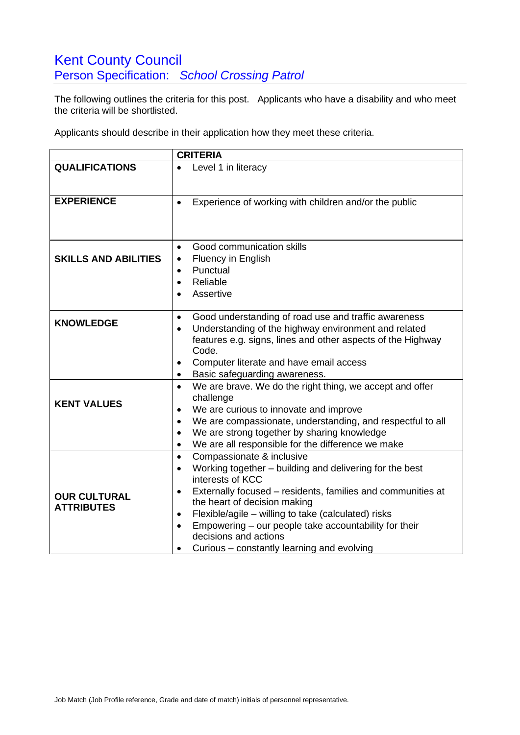# Kent County Council
## Person Specification: *School Crossing Patrol*

The following outlines the criteria for this post. Applicants who have a disability and who meet the criteria will be shortlisted.

Applicants should describe in their application how they meet these criteria.

| | CRITERIA |
|---|---|
| **QUALIFICATIONS** | • Level 1 in literacy |
| **EXPERIENCE** | • Experience of working with children and/or the public |
| **SKILLS AND ABILITIES** | • Good communication skills<br>• Fluency in English<br>• Punctual<br>• Reliable<br>• Assertive |
| **KNOWLEDGE** | • Good understanding of road use and traffic awareness<br>• Understanding of the highway environment and related features e.g. signs, lines and other aspects of the Highway Code.<br>• Computer literate and have email access<br>• Basic safeguarding awareness. |
| **KENT VALUES** | • We are brave. We do the right thing, we accept and offer challenge<br>• We are curious to innovate and improve<br>• We are compassionate, understanding, and respectful to all<br>• We are strong together by sharing knowledge<br>• We are all responsible for the difference we make |
| **OUR CULTURAL ATTRIBUTES** | • Compassionate & inclusive<br>• Working together – building and delivering for the best interests of KCC<br>• Externally focused – residents, families and communities at the heart of decision making<br>• Flexible/agile – willing to take (calculated) risks<br>• Empowering – our people take accountability for their decisions and actions<br>• Curious – constantly learning and evolving |

Job Match (Job Profile reference, Grade and date of match) initials of personnel representative.